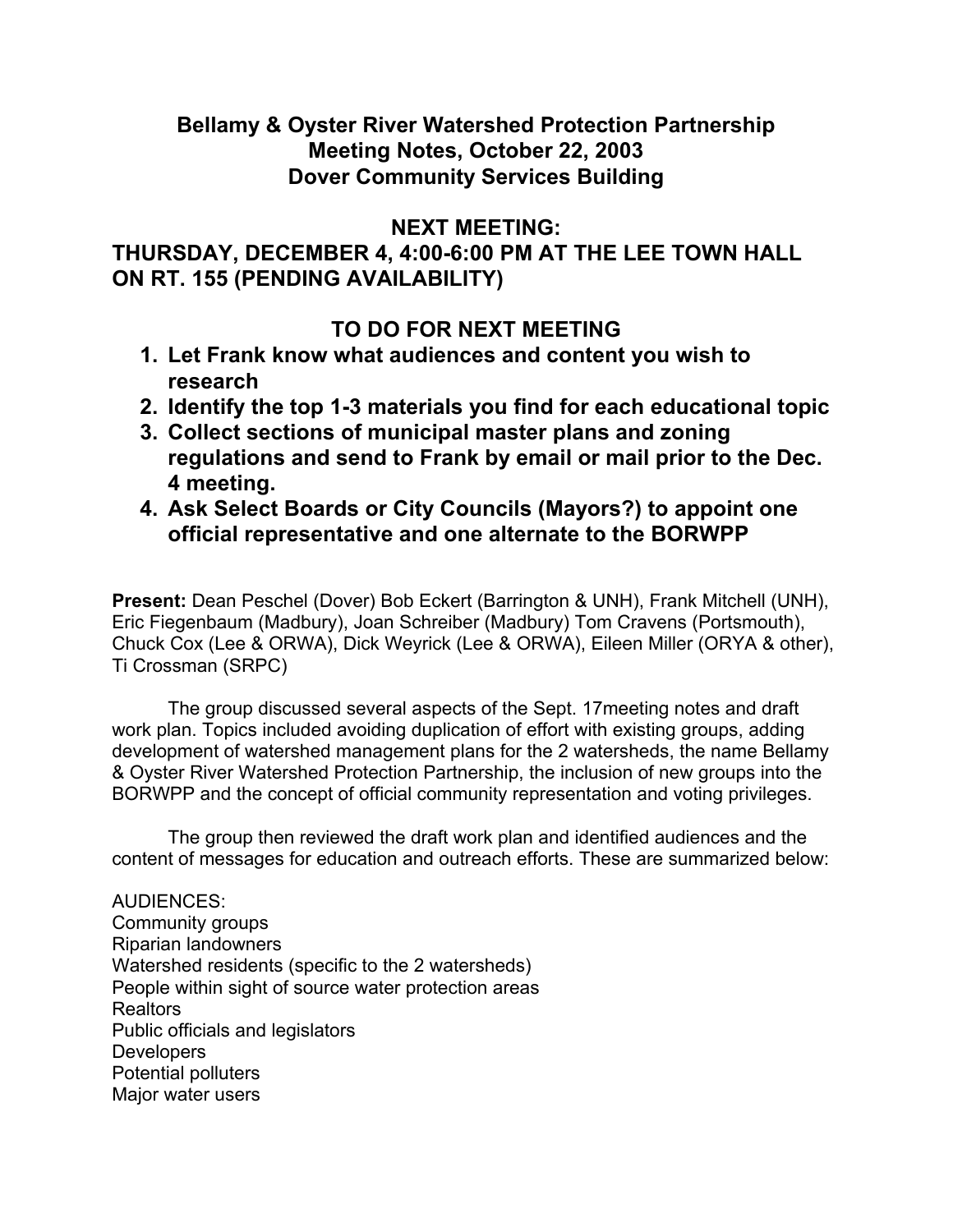# Bellamy & Oyster River Watershed Protection Partnership
## Meeting Notes, October 22, 2003
## Dover Community Services Building

## NEXT MEETING:
## THURSDAY, DECEMBER 4, 4:00-6:00 PM AT THE LEE TOWN HALL ON RT. 155 (PENDING AVAILABILITY)

## TO DO FOR NEXT MEETING

1. **Let Frank know what audiences and content you wish to research**
2. **Identify the top 1-3 materials you find for each educational topic**
3. **Collect sections of municipal master plans and zoning regulations and send to Frank by email or mail prior to the Dec. 4 meeting.**
4. **Ask Select Boards or City Councils (Mayors?) to appoint one official representative and one alternate to the BORWPP**

**Present:** Dean Peschel (Dover) Bob Eckert (Barrington & UNH), Frank Mitchell (UNH), Eric Fiegenbaum (Madbury), Joan Schreiber (Madbury) Tom Cravens (Portsmouth), Chuck Cox (Lee & ORWA), Dick Weyrick (Lee & ORWA), Eileen Miller (ORYA & other), Ti Crossman (SRPC)

The group discussed several aspects of the Sept. 17meeting notes and draft work plan. Topics included avoiding duplication of effort with existing groups, adding development of watershed management plans for the 2 watersheds, the name Bellamy & Oyster River Watershed Protection Partnership, the inclusion of new groups into the BORWPP and the concept of official community representation and voting privileges.

The group then reviewed the draft work plan and identified audiences and the content of messages for education and outreach efforts. These are summarized below:

AUDIENCES:
Community groups
Riparian landowners
Watershed residents (specific to the 2 watersheds)
People within sight of source water protection areas
Realtors
Public officials and legislators
Developers
Potential polluters
Major water users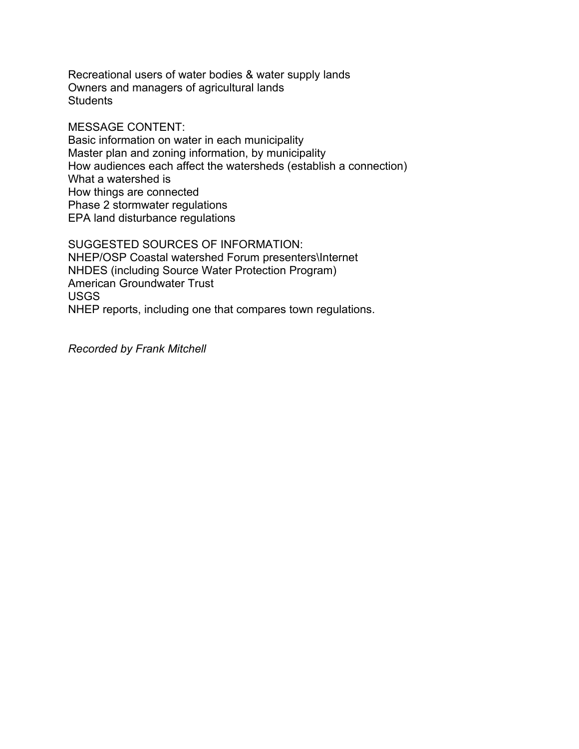Recreational users of water bodies & water supply lands
Owners and managers of agricultural lands
Students

MESSAGE CONTENT:
Basic information on water in each municipality
Master plan and zoning information, by municipality
How audiences each affect the watersheds (establish a connection)
What a watershed is
How things are connected
Phase 2 stormwater regulations
EPA land disturbance regulations

SUGGESTED SOURCES OF INFORMATION:
NHEP/OSP Coastal watershed Forum presenters\Internet
NHDES (including Source Water Protection Program)
American Groundwater Trust
USGS
NHEP reports, including one that compares town regulations.

*Recorded by Frank Mitchell*